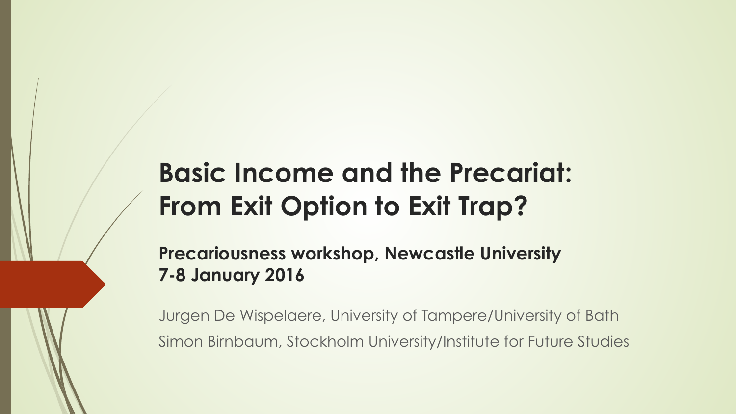# Basic Income and the Precariat: From Exit Option to Exit Trap?

**Precariousness workshop, Newcastle University**
**7-8 January 2016**

Jurgen De Wispelaere, University of Tampere/University of Bath

Simon Birnbaum, Stockholm University/Institute for Future Studies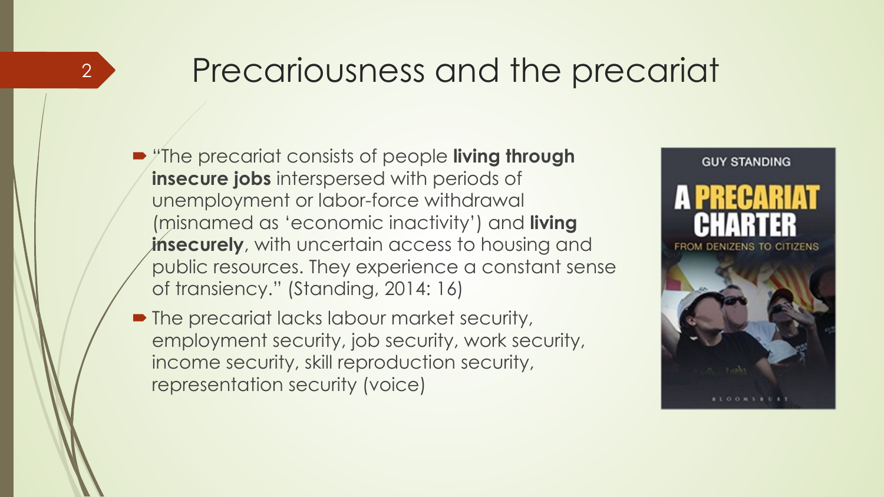# Precariousness and the precariat

- "The precariat consists of people **living through insecure jobs** interspersed with periods of unemployment or labor-force withdrawal (misnamed as 'economic inactivity') and **living insecurely**, with uncertain access to housing and public resources. They experience a constant sense of transiency." (Standing, 2014: 16)
- The precariat lacks labour market security, employment security, job security, work security, income security, skill reproduction security, representation security (voice)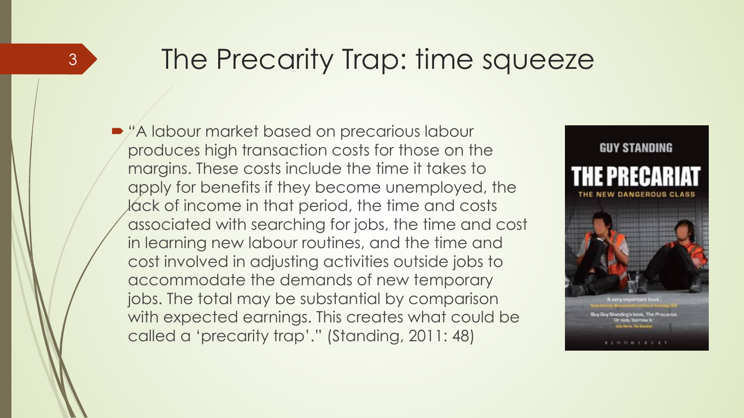# The Precarity Trap: time squeeze

- "A labour market based on precarious labour produces high transaction costs for those on the margins. These costs include the time it takes to apply for benefits if they become unemployed, the lack of income in that period, the time and costs associated with searching for jobs, the time and cost in learning new labour routines, and the time and cost involved in adjusting activities outside jobs to accommodate the demands of new temporary jobs. The total may be substantial by comparison with expected earnings. This creates what could be called a 'precarity trap'." (Standing, 2011: 48)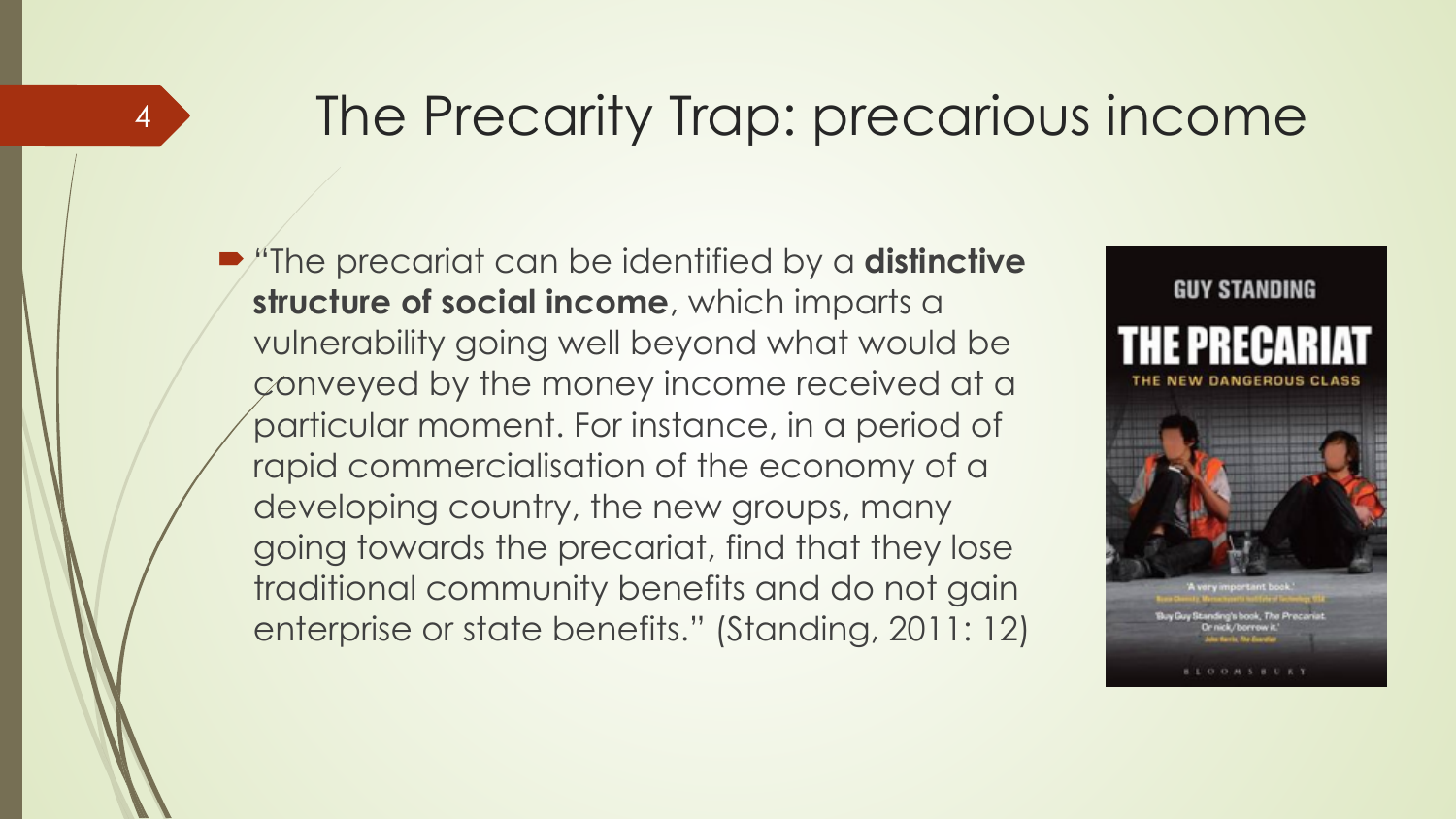# The Precarity Trap: precarious income

- "The precariat can be identified by a **distinctive structure of social income**, which imparts a vulnerability going well beyond what would be conveyed by the money income received at a particular moment. For instance, in a period of rapid commercialisation of the economy of a developing country, the new groups, many going towards the precariat, find that they lose traditional community benefits and do not gain enterprise or state benefits." (Standing, 2011: 12)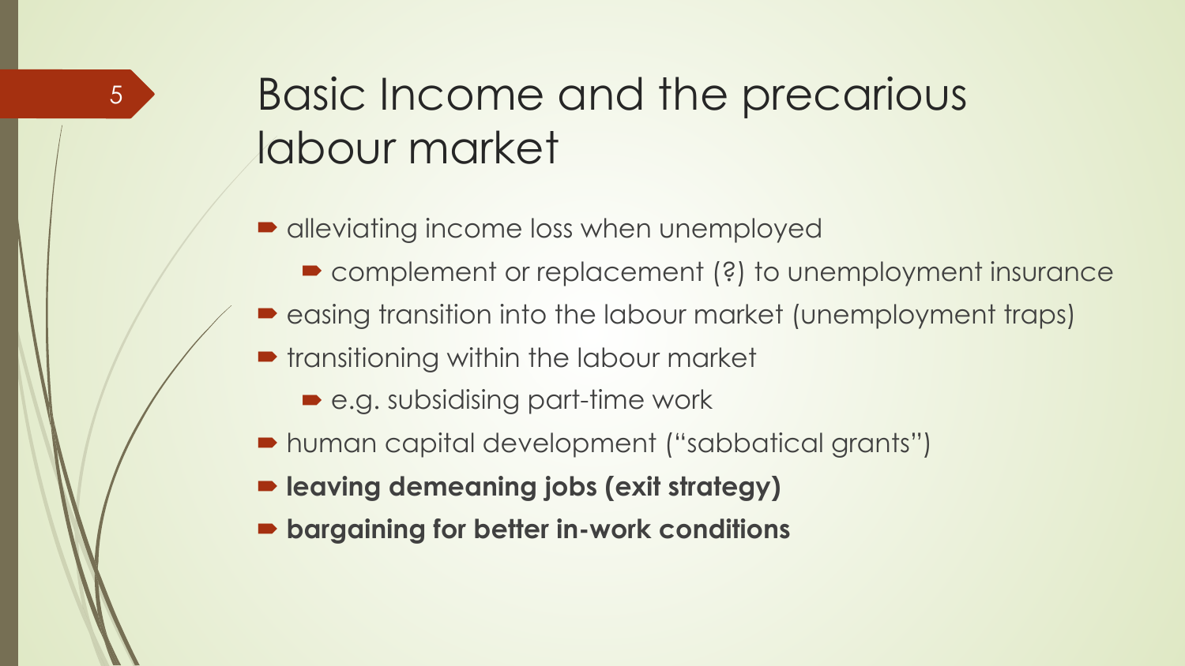# Basic Income and the precarious labour market

- alleviating income loss when unemployed
  - complement or replacement (?) to unemployment insurance
- easing transition into the labour market (unemployment traps)
- transitioning within the labour market
  - e.g. subsidising part-time work
- human capital development ("sabbatical grants")
- **leaving demeaning jobs (exit strategy)**
- **bargaining for better in-work conditions**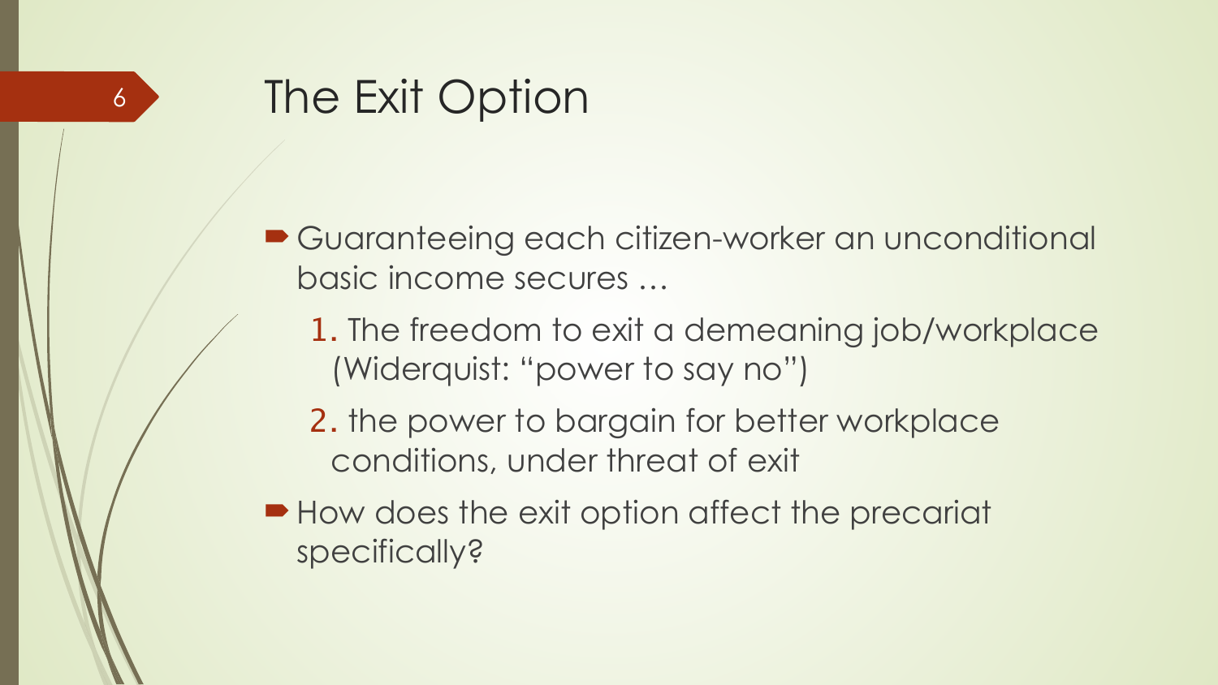# The Exit Option

- Guaranteeing each citizen-worker an unconditional basic income secures …
  1. The freedom to exit a demeaning job/workplace (Widerquist: "power to say no")
  2. the power to bargain for better workplace conditions, under threat of exit
- How does the exit option affect the precariat specifically?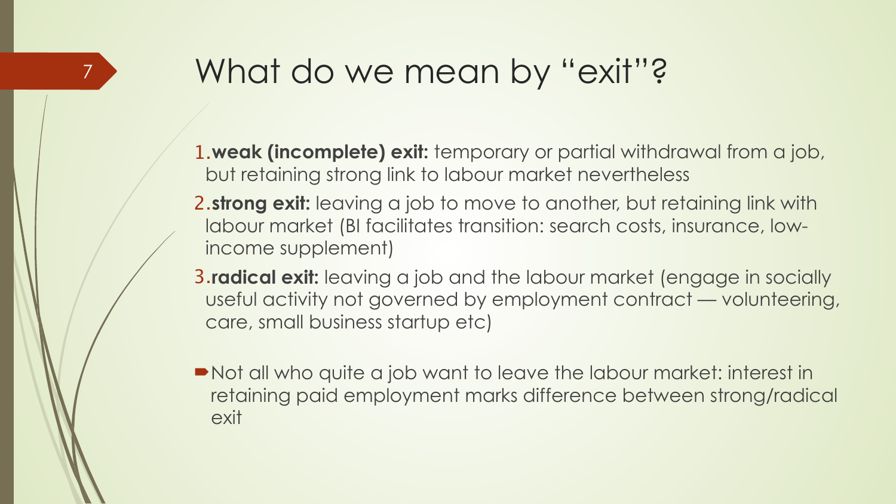# What do we mean by "exit"?

1. **weak (incomplete) exit:** temporary or partial withdrawal from a job, but retaining strong link to labour market nevertheless
2. **strong exit:** leaving a job to move to another, but retaining link with labour market (BI facilitates transition: search costs, insurance, low-income supplement)
3. **radical exit:** leaving a job and the labour market (engage in socially useful activity not governed by employment contract — volunteering, care, small business startup etc)

- Not all who quite a job want to leave the labour market: interest in retaining paid employment marks difference between strong/radical exit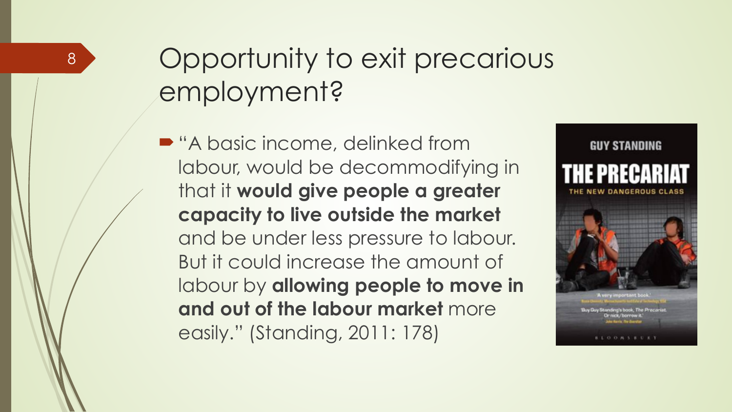# Opportunity to exit precarious employment?

- "A basic income, delinked from labour, would be decommodifying in that it **would give people a greater capacity to live outside the market** and be under less pressure to labour. But it could increase the amount of labour by **allowing people to move in and out of the labour market** more easily." (Standing, 2011: 178)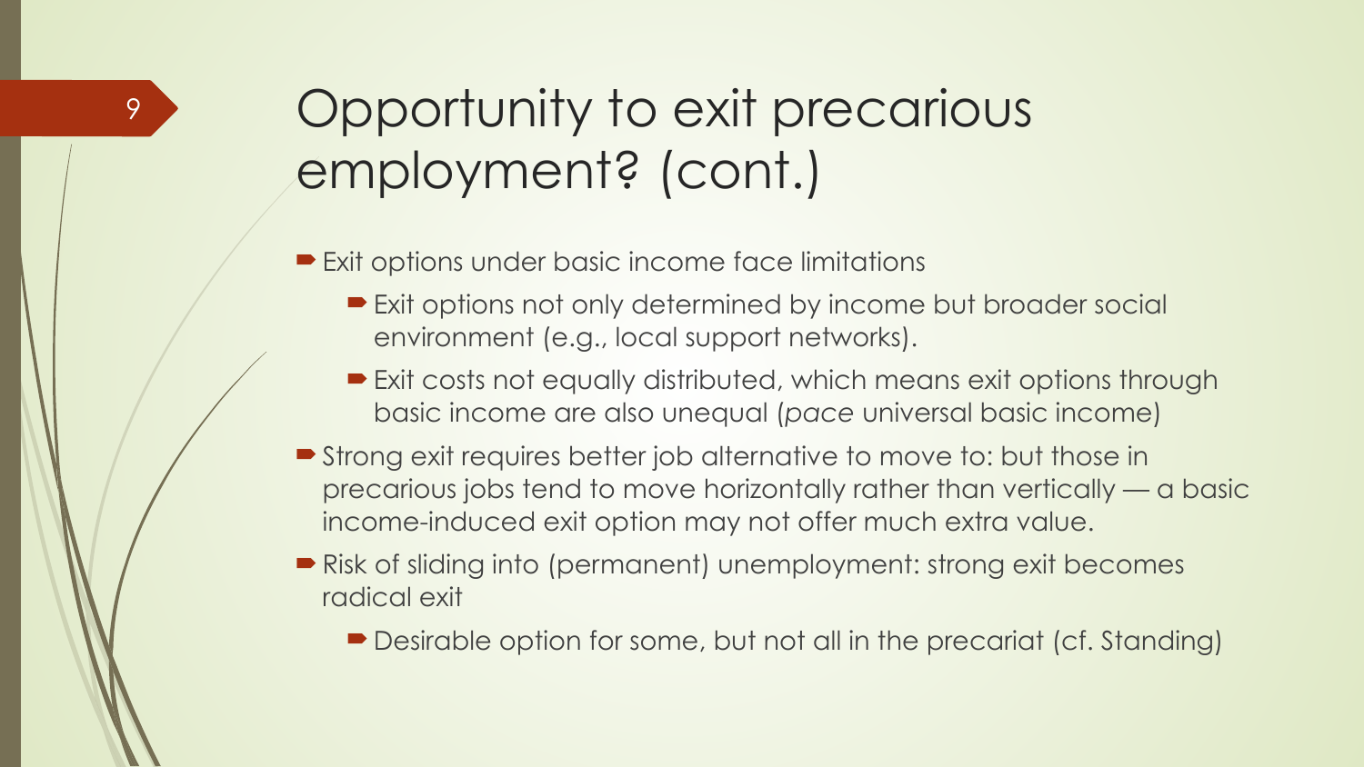# Opportunity to exit precarious employment? (cont.)

- Exit options under basic income face limitations
  - Exit options not only determined by income but broader social environment (e.g., local support networks).
  - Exit costs not equally distributed, which means exit options through basic income are also unequal (*pace* universal basic income)
- Strong exit requires better job alternative to move to: but those in precarious jobs tend to move horizontally rather than vertically — a basic income-induced exit option may not offer much extra value.
- Risk of sliding into (permanent) unemployment: strong exit becomes radical exit
  - Desirable option for some, but not all in the precariat (cf. Standing)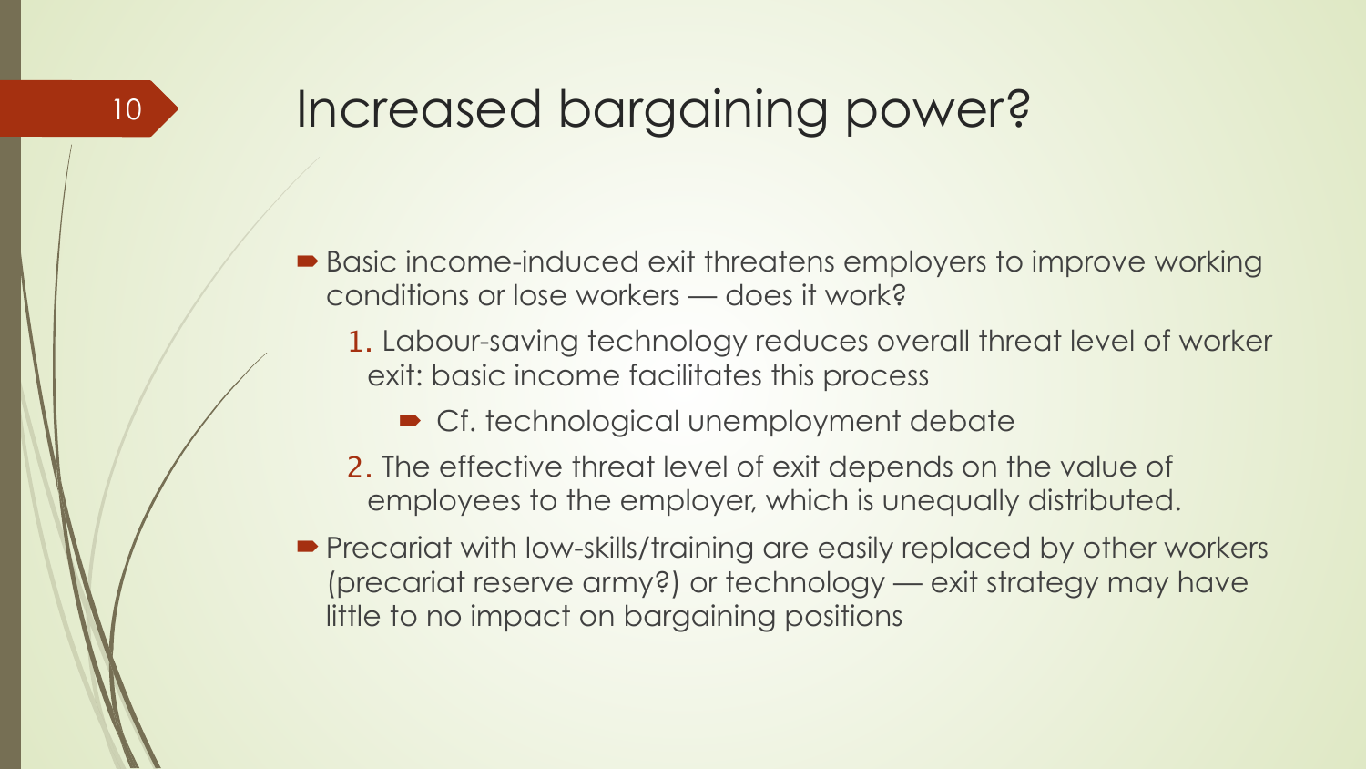# Increased bargaining power?

- Basic income-induced exit threatens employers to improve working conditions or lose workers — does it work?
  1. Labour-saving technology reduces overall threat level of worker exit: basic income facilitates this process
     - Cf. technological unemployment debate
  2. The effective threat level of exit depends on the value of employees to the employer, which is unequally distributed.
- Precariat with low-skills/training are easily replaced by other workers (precariat reserve army?) or technology — exit strategy may have little to no impact on bargaining positions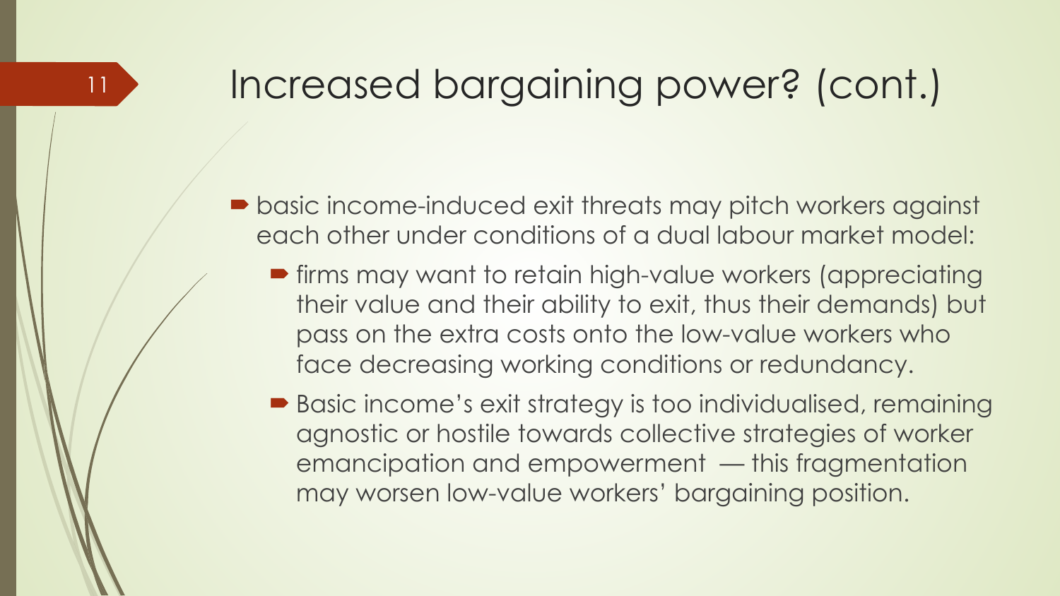# Increased bargaining power? (cont.)

- basic income-induced exit threats may pitch workers against each other under conditions of a dual labour market model:
  - firms may want to retain high-value workers (appreciating their value and their ability to exit, thus their demands) but pass on the extra costs onto the low-value workers who face decreasing working conditions or redundancy.
  - Basic income's exit strategy is too individualised, remaining agnostic or hostile towards collective strategies of worker emancipation and empowerment — this fragmentation may worsen low-value workers' bargaining position.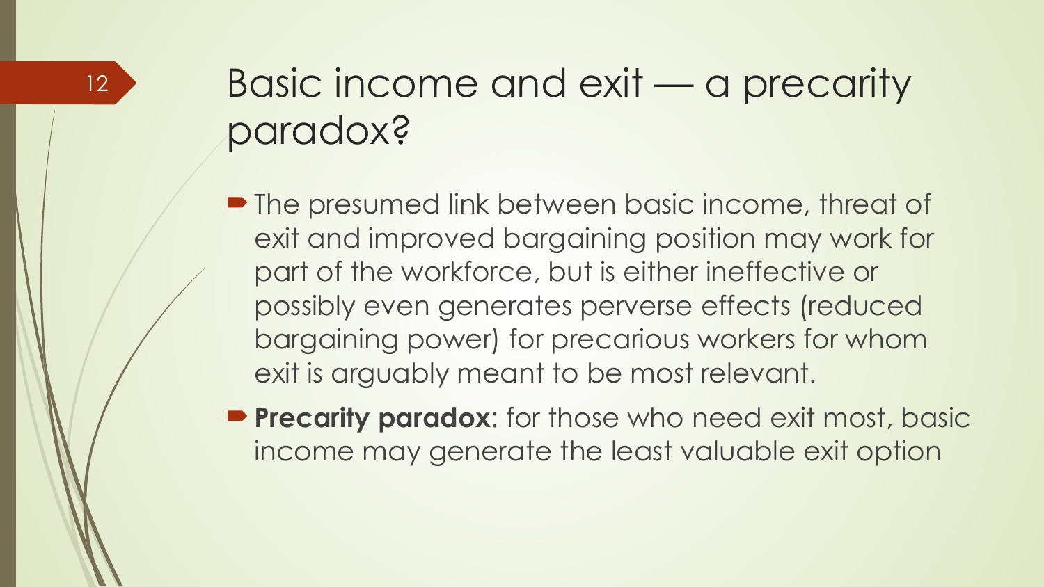# Basic income and exit — a precarity paradox?

- The presumed link between basic income, threat of exit and improved bargaining position may work for part of the workforce, but is either ineffective or possibly even generates perverse effects (reduced bargaining power) for precarious workers for whom exit is arguably meant to be most relevant.
- **Precarity paradox**: for those who need exit most, basic income may generate the least valuable exit option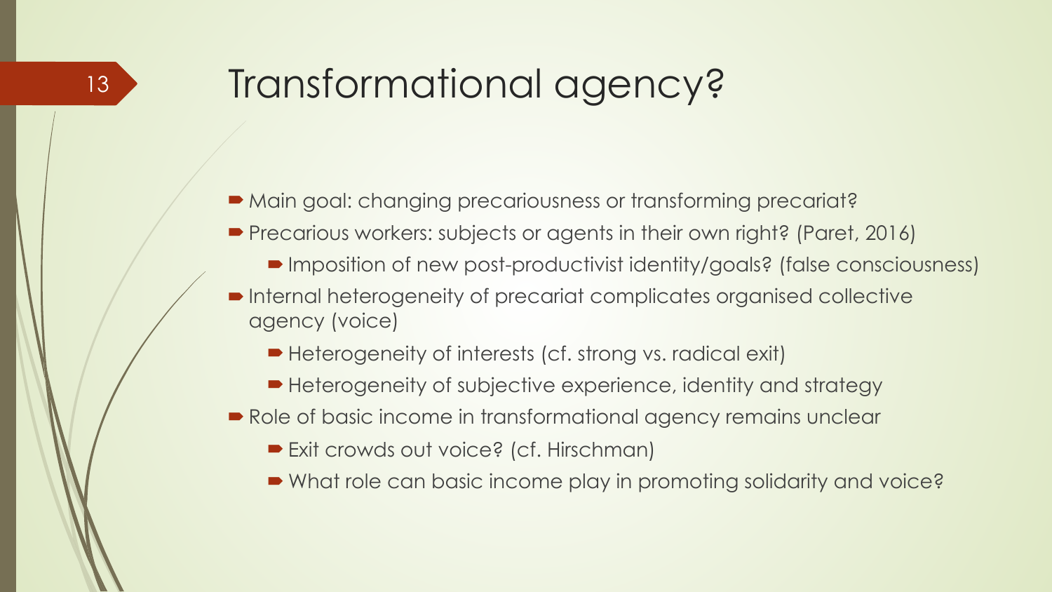# Transformational agency?

- Main goal: changing precariousness or transforming precariat?
- Precarious workers: subjects or agents in their own right? (Paret, 2016)
  - Imposition of new post-productivist identity/goals? (false consciousness)
- Internal heterogeneity of precariat complicates organised collective agency (voice)
  - Heterogeneity of interests (cf. strong vs. radical exit)
  - Heterogeneity of subjective experience, identity and strategy
- Role of basic income in transformational agency remains unclear
  - Exit crowds out voice? (cf. Hirschman)
  - What role can basic income play in promoting solidarity and voice?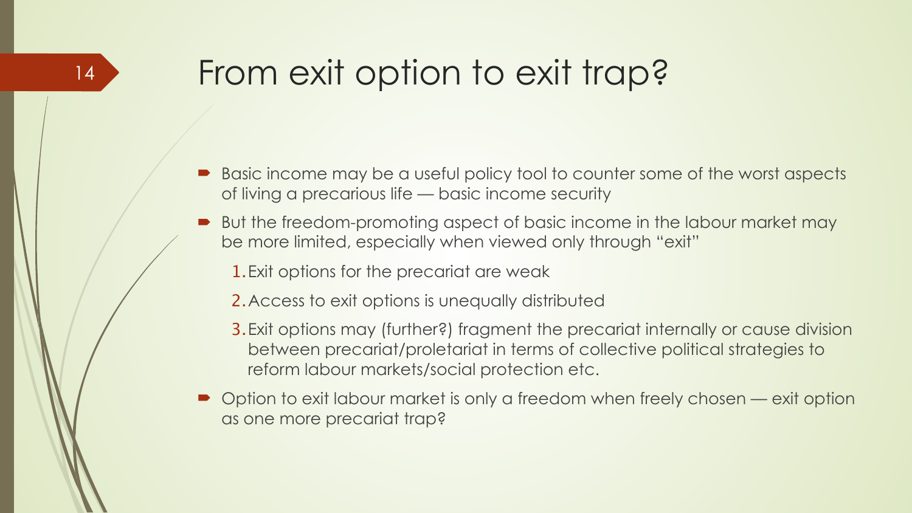# From exit option to exit trap?

- Basic income may be a useful policy tool to counter some of the worst aspects of living a precarious life — basic income security
- But the freedom-promoting aspect of basic income in the labour market may be more limited, especially when viewed only through "exit"
  1. Exit options for the precariat are weak
  2. Access to exit options is unequally distributed
  3. Exit options may (further?) fragment the precariat internally or cause division between precariat/proletariat in terms of collective political strategies to reform labour markets/social protection etc.
- Option to exit labour market is only a freedom when freely chosen — exit option as one more precariat trap?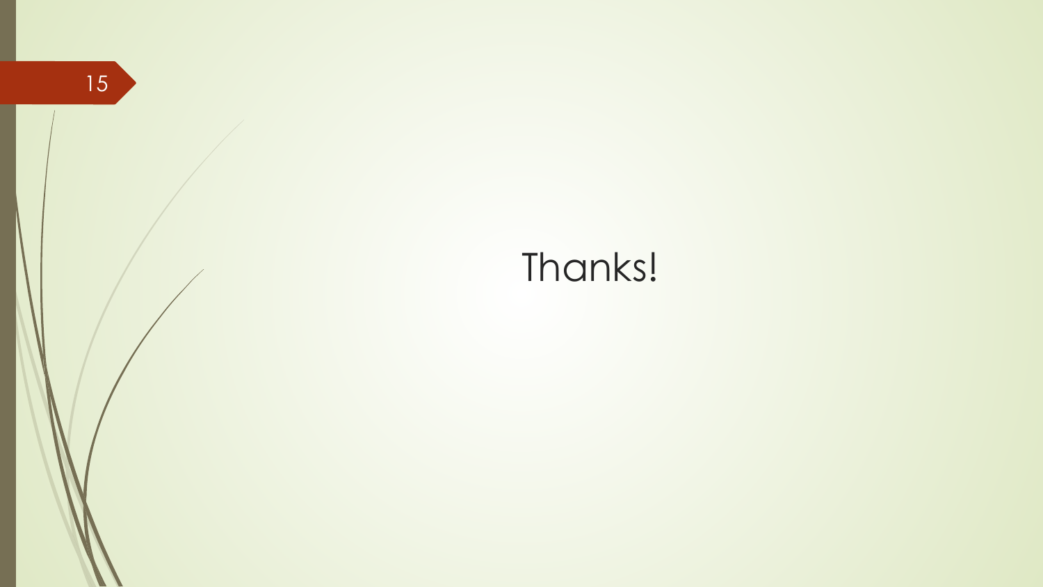Thanks!